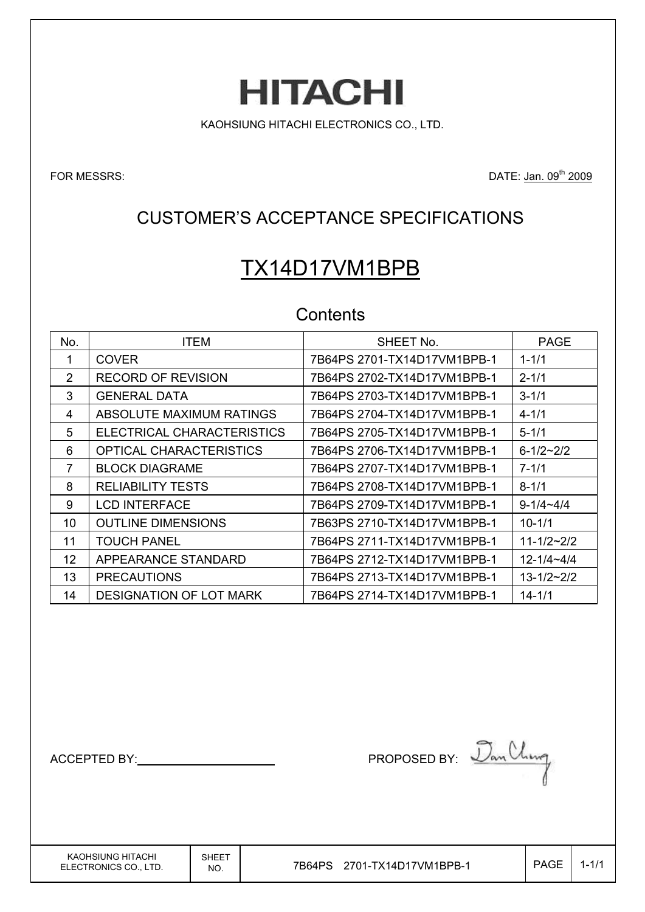# HITACHI

KAOHSIUNG HITACHI ELECTRONICS CO., LTD.

FOR MESSRS:

DATE: Jan. 09th 2009

## CUSTOMER'S ACCEPTANCE SPECIFICATIONS

# TX14D17VM1BPB

## Contents

| No. | ITEM | SHEET No. | PAGE |
|---|---|---|---|
| 1 | COVER | 7B64PS 2701-TX14D17VM1BPB-1 | 1-1/1 |
| 2 | RECORD OF REVISION | 7B64PS 2702-TX14D17VM1BPB-1 | 2-1/1 |
| 3 | GENERAL DATA | 7B64PS 2703-TX14D17VM1BPB-1 | 3-1/1 |
| 4 | ABSOLUTE MAXIMUM RATINGS | 7B64PS 2704-TX14D17VM1BPB-1 | 4-1/1 |
| 5 | ELECTRICAL CHARACTERISTICS | 7B64PS 2705-TX14D17VM1BPB-1 | 5-1/1 |
| 6 | OPTICAL CHARACTERISTICS | 7B64PS 2706-TX14D17VM1BPB-1 | 6-1/2~2/2 |
| 7 | BLOCK DIAGRAME | 7B64PS 2707-TX14D17VM1BPB-1 | 7-1/1 |
| 8 | RELIABILITY TESTS | 7B64PS 2708-TX14D17VM1BPB-1 | 8-1/1 |
| 9 | LCD INTERFACE | 7B64PS 2709-TX14D17VM1BPB-1 | 9-1/4~4/4 |
| 10 | OUTLINE DIMENSIONS | 7B63PS 2710-TX14D17VM1BPB-1 | 10-1/1 |
| 11 | TOUCH PANEL | 7B64PS 2711-TX14D17VM1BPB-1 | 11-1/2~2/2 |
| 12 | APPEARANCE STANDARD | 7B64PS 2712-TX14D17VM1BPB-1 | 12-1/4~4/4 |
| 13 | PRECAUTIONS | 7B64PS 2713-TX14D17VM1BPB-1 | 13-1/2~2/2 |
| 14 | DESIGNATION OF LOT MARK | 7B64PS 2714-TX14D17VM1BPB-1 | 14-1/1 |

ACCEPTED BY: ____________________

PROPOSED BY: Dan Chung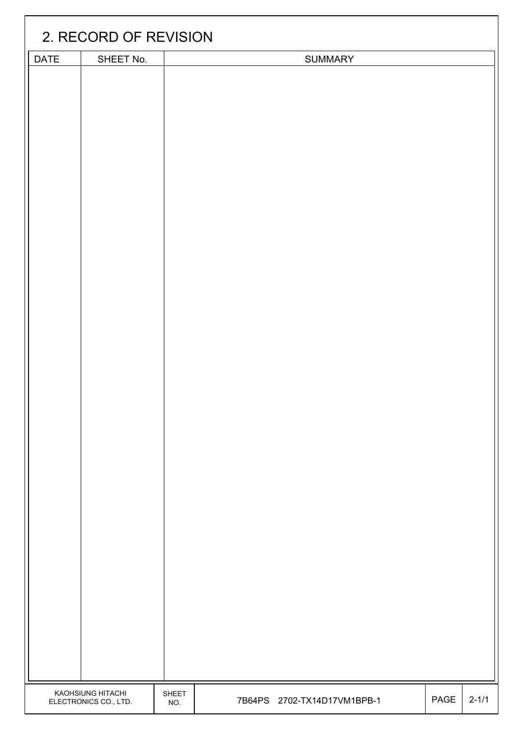## 2. RECORD OF REVISION

| DATE | SHEET No. | SUMMARY |
|---|---|---|
| | | |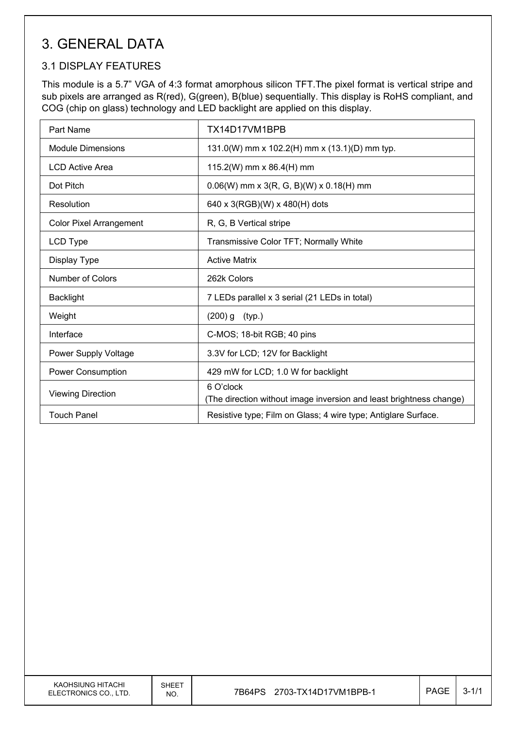# 3. GENERAL DATA

## 3.1 DISPLAY FEATURES

This module is a 5.7" VGA of 4:3 format amorphous silicon TFT.The pixel format is vertical stripe and sub pixels are arranged as R(red), G(green), B(blue) sequentially. This display is RoHS compliant, and COG (chip on glass) technology and LED backlight are applied on this display.

| Part Name | TX14D17VM1BPB |
|---|---|
| Module Dimensions | 131.0(W) mm x 102.2(H) mm x (13.1)(D) mm typ. |
| LCD Active Area | 115.2(W) mm x 86.4(H) mm |
| Dot Pitch | 0.06(W) mm x 3(R, G, B)(W) x 0.18(H) mm |
| Resolution | 640 x 3(RGB)(W) x 480(H) dots |
| Color Pixel Arrangement | R, G, B Vertical stripe |
| LCD Type | Transmissive Color TFT; Normally White |
| Display Type | Active Matrix |
| Number of Colors | 262k Colors |
| Backlight | 7 LEDs parallel x 3 serial (21 LEDs in total) |
| Weight | (200) g (typ.) |
| Interface | C-MOS; 18-bit RGB; 40 pins |
| Power Supply Voltage | 3.3V for LCD; 12V for Backlight |
| Power Consumption | 429 mW for LCD; 1.0 W for backlight |
| Viewing Direction | 6 O'clock<br>(The direction without image inversion and least brightness change) |
| Touch Panel | Resistive type; Film on Glass; 4 wire type; Antiglare Surface. |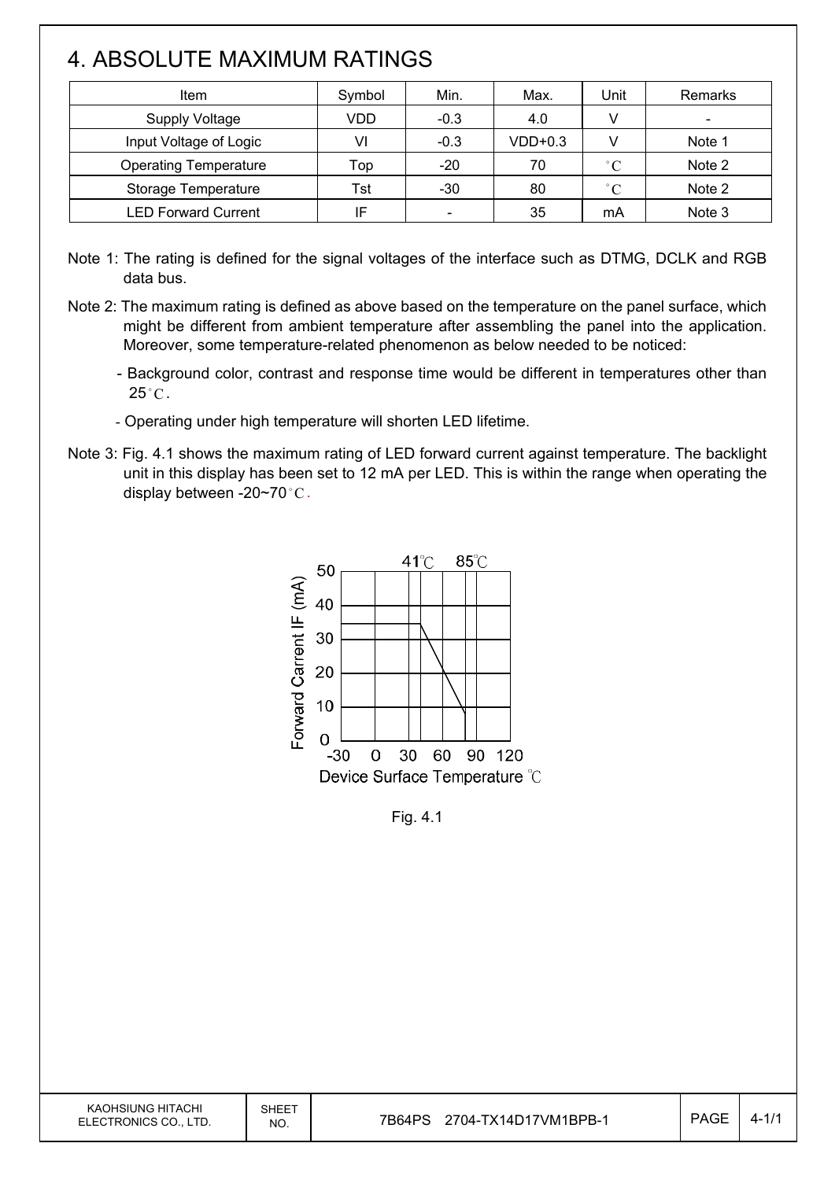# 4. ABSOLUTE MAXIMUM RATINGS

| Item | Symbol | Min. | Max. | Unit | Remarks |
|---|---|---|---|---|---|
| Supply Voltage | VDD | -0.3 | 4.0 | V | - |
| Input Voltage of Logic | VI | -0.3 | VDD+0.3 | V | Note 1 |
| Operating Temperature | Top | -20 | 70 | °C | Note 2 |
| Storage Temperature | Tst | -30 | 80 | °C | Note 2 |
| LED Forward Current | IF | - | 35 | mA | Note 3 |

Note 1: The rating is defined for the signal voltages of the interface such as DTMG, DCLK and RGB data bus.

Note 2: The maximum rating is defined as above based on the temperature on the panel surface, which might be different from ambient temperature after assembling the panel into the application. Moreover, some temperature-related phenomenon as below needed to be noticed:

- Background color, contrast and response time would be different in temperatures other than 25°C.
- Operating under high temperature will shorten LED lifetime.

Note 3: Fig. 4.1 shows the maximum rating of LED forward current against temperature. The backlight unit in this display has been set to 12 mA per LED. This is within the range when operating the display between -20~70°C.

Fig. 4.1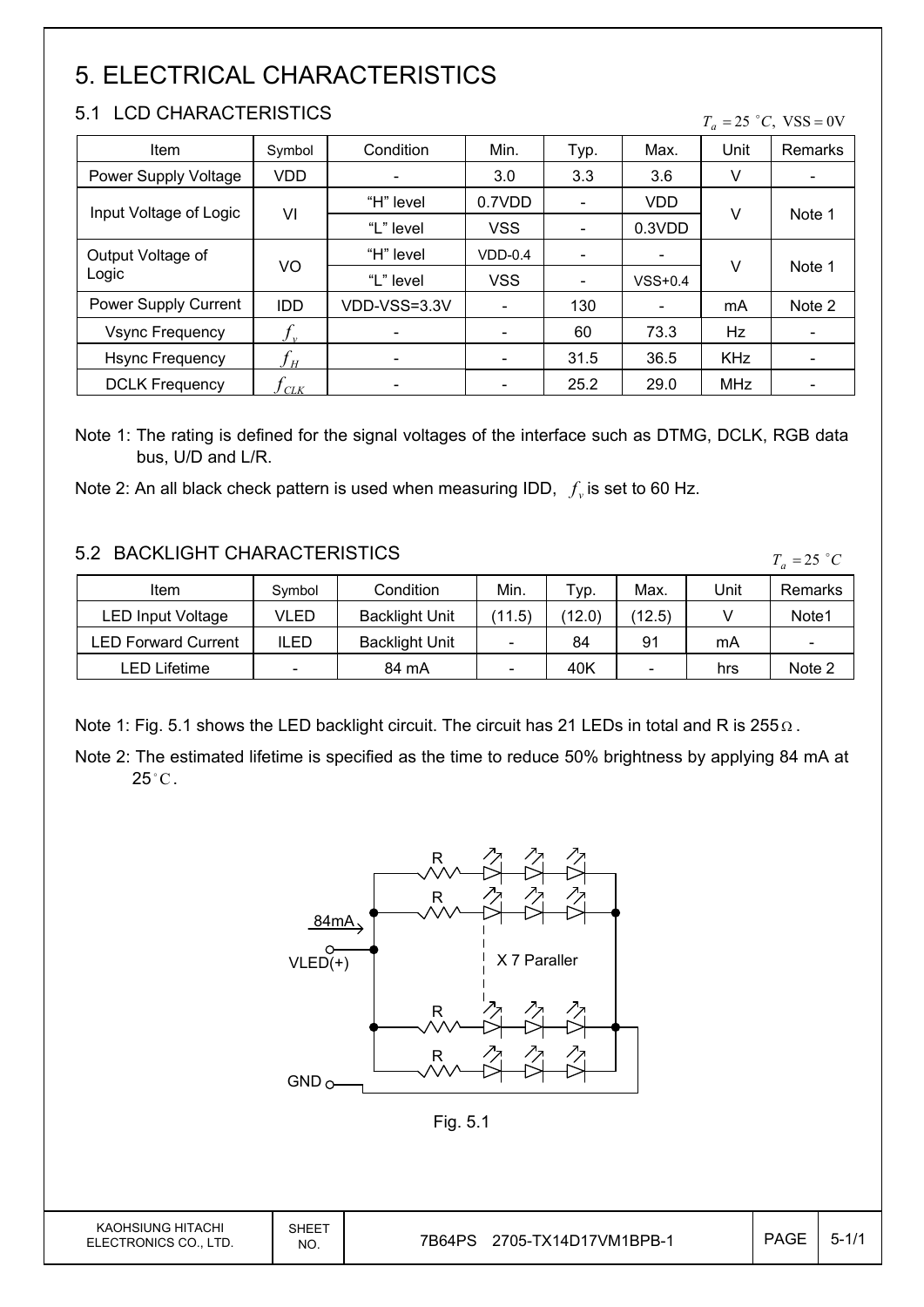# 5. ELECTRICAL CHARACTERISTICS

## 5.1 LCD CHARACTERISTICS

$T_a = 25\ ^\circ C,\ \mathrm{VSS} = 0\mathrm{V}$

| Item | Symbol | Condition | Min. | Typ. | Max. | Unit | Remarks |
|---|---|---|---|---|---|---|---|
| Power Supply Voltage | VDD | - | 3.0 | 3.3 | 3.6 | V | - |
| Input Voltage of Logic | VI | "H" level | 0.7VDD | - | VDD | V | Note 1 |
| | | "L" level | VSS | - | 0.3VDD | | |
| Output Voltage of Logic | VO | "H" level | VDD-0.4 | - | - | V | Note 1 |
| | | "L" level | VSS | - | VSS+0.4 | | |
| Power Supply Current | IDD | VDD-VSS=3.3V | - | 130 | - | mA | Note 2 |
| Vsync Frequency | $f_v$ | - | - | 60 | 73.3 | Hz | - |
| Hsync Frequency | $f_H$ | - | - | 31.5 | 36.5 | KHz | - |
| DCLK Frequency | $f_{CLK}$ | - | - | 25.2 | 29.0 | MHz | - |

Note 1: The rating is defined for the signal voltages of the interface such as DTMG, DCLK, RGB data bus, U/D and L/R.

Note 2: An all black check pattern is used when measuring IDD, $f_v$ is set to 60 Hz.

## 5.2 BACKLIGHT CHARACTERISTICS

$T_a = 25\ ^\circ C$

| Item | Symbol | Condition | Min. | Typ. | Max. | Unit | Remarks |
|---|---|---|---|---|---|---|---|
| LED Input Voltage | VLED | Backlight Unit | (11.5) | (12.0) | (12.5) | V | Note1 |
| LED Forward Current | ILED | Backlight Unit | - | 84 | 91 | mA | - |
| LED Lifetime | - | 84 mA | - | 40K | - | hrs | Note 2 |

Note 1: Fig. 5.1 shows the LED backlight circuit. The circuit has 21 LEDs in total and R is 255Ω.

Note 2: The estimated lifetime is specified as the time to reduce 50% brightness by applying 84 mA at 25°C.

R, R, R, R
84mA
VLED(+)
X 7 Paraller
GND

Fig. 5.1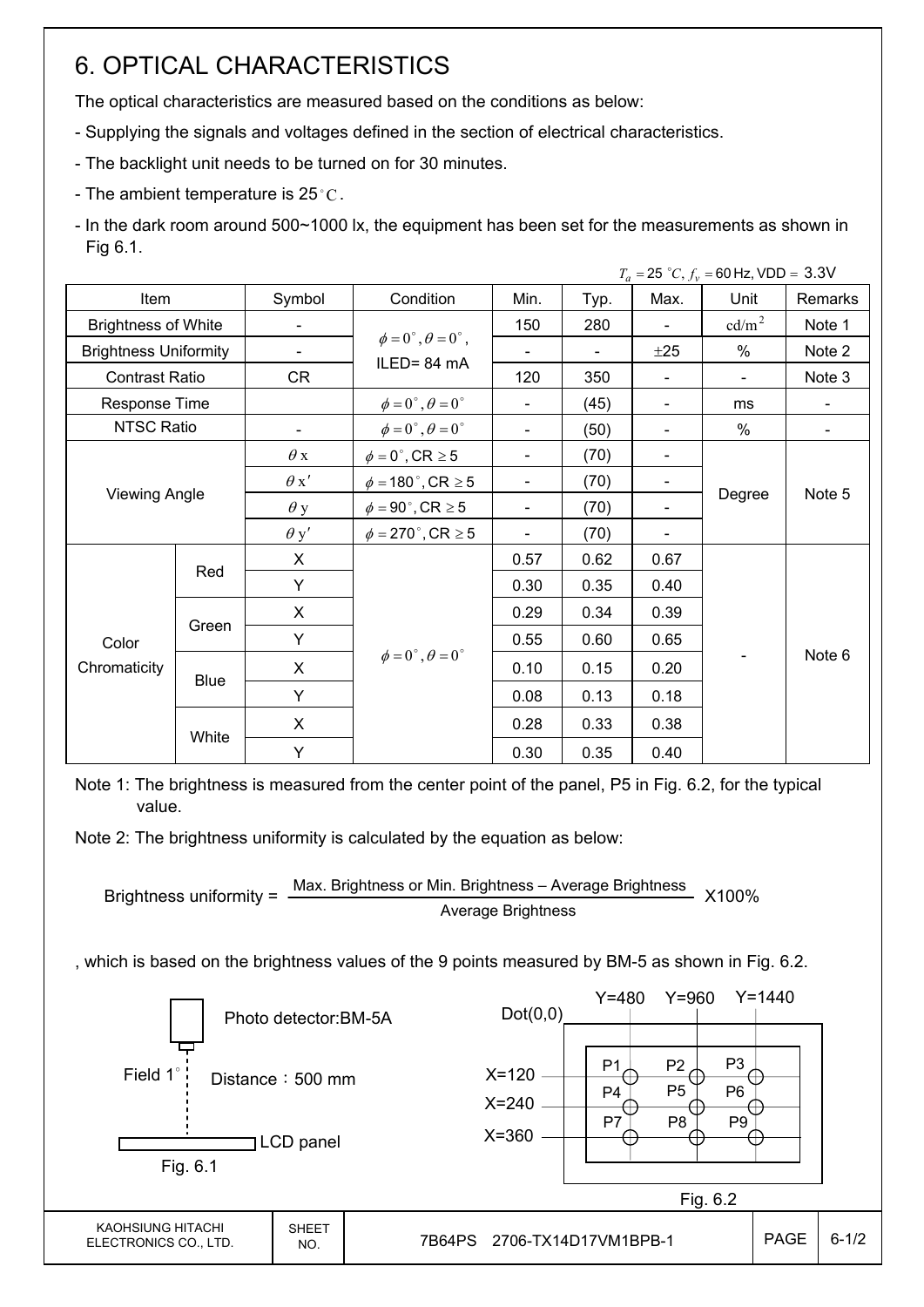# 6. OPTICAL CHARACTERISTICS

The optical characteristics are measured based on the conditions as below:

- Supplying the signals and voltages defined in the section of electrical characteristics.
- The backlight unit needs to be turned on for 30 minutes.
- The ambient temperature is 25 $^\circ C$.
- In the dark room around 500~1000 lx, the equipment has been set for the measurements as shown in Fig 6.1.

$T_a = 25\ ^\circ C,\ f_v = 60$ Hz, VDD = 3.3V

| Item | | Symbol | Condition | Min. | Typ. | Max. | Unit | Remarks |
|---|---|---|---|---|---|---|---|---|
| Brightness of White | | - | $\phi = 0^\circ, \theta = 0^\circ$, ILED= 84 mA | 150 | 280 | - | $cd/m^2$ | Note 1 |
| Brightness Uniformity | | - | | - | - | ±25 | % | Note 2 |
| Contrast Ratio | | CR | | 120 | 350 | - | - | Note 3 |
| Response Time | | | $\phi = 0^\circ, \theta = 0^\circ$ | - | (45) | - | ms | - |
| NTSC Ratio | | - | $\phi = 0^\circ, \theta = 0^\circ$ | - | (50) | - | % | - |
| Viewing Angle | | $\theta x$ | $\phi = 0^\circ$, CR ≥ 5 | - | (70) | - | Degree | Note 5 |
| | | $\theta x'$ | $\phi = 180^\circ$, CR ≥ 5 | - | (70) | - | | |
| | | $\theta y$ | $\phi = 90^\circ$, CR ≥ 5 | - | (70) | - | | |
| | | $\theta y'$ | $\phi = 270^\circ$, CR ≥ 5 | - | (70) | - | | |
| Color Chromaticity | Red | X | $\phi = 0^\circ, \theta = 0^\circ$ | 0.57 | 0.62 | 0.67 | - | Note 6 |
| | | Y | | 0.30 | 0.35 | 0.40 | | |
| | Green | X | | 0.29 | 0.34 | 0.39 | | |
| | | Y | | 0.55 | 0.60 | 0.65 | | |
| | Blue | X | | 0.10 | 0.15 | 0.20 | | |
| | | Y | | 0.08 | 0.13 | 0.18 | | |
| | White | X | | 0.28 | 0.33 | 0.38 | | |
| | | Y | | 0.30 | 0.35 | 0.40 | | |

Note 1: The brightness is measured from the center point of the panel, P5 in Fig. 6.2, for the typical value.

Note 2: The brightness uniformity is calculated by the equation as below:

$$\text{Brightness uniformity} = \frac{\text{Max. Brightness or Min. Brightness} - \text{Average Brightness}}{\text{Average Brightness}} \times 100\%$$

, which is based on the brightness values of the 9 points measured by BM-5 as shown in Fig. 6.2.

Photo detector:BM-5A

Field 1°　Distance：500 mm

LCD panel

Fig. 6.1

Dot(0,0)　Y=480　Y=960　Y=1440

X=120　X=240　X=360

P1　P2　P3　P4　P5　P6　P7　P8　P9

Fig. 6.2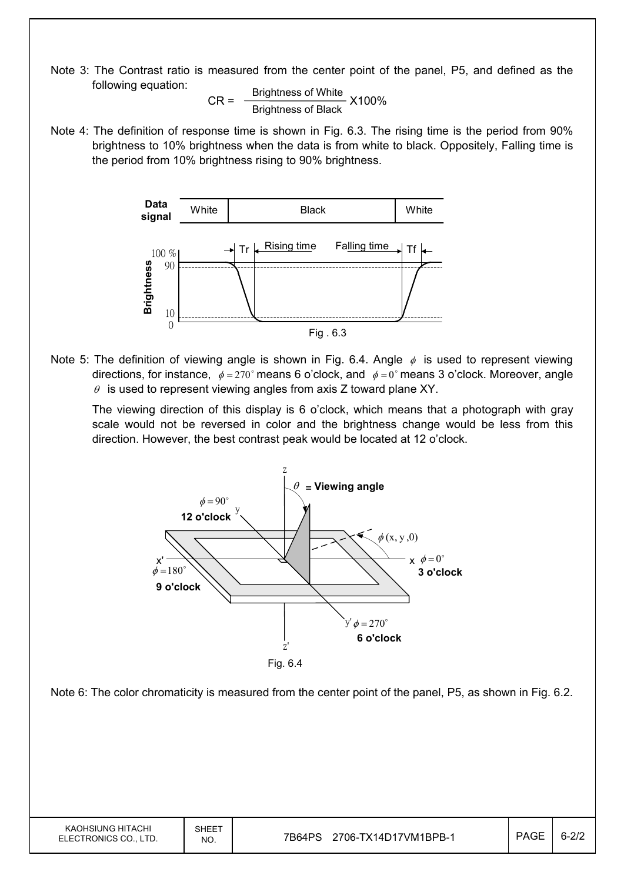Note 3: The Contrast ratio is measured from the center point of the panel, P5, and defined as the following equation:

$$CR = \frac{\text{Brightness of White}}{\text{Brightness of Black}} X100\%$$

Note 4: The definition of response time is shown in Fig. 6.3. The rising time is the period from 90% brightness to 10% brightness when the data is from white to black. Oppositely, Falling time is the period from 10% brightness rising to 90% brightness.

Fig . 6.3

Note 5: The definition of viewing angle is shown in Fig. 6.4. Angle $\phi$ is used to represent viewing directions, for instance, $\phi = 270^\circ$ means 6 o'clock, and $\phi = 0^\circ$ means 3 o'clock. Moreover, angle $\theta$ is used to represent viewing angles from axis Z toward plane XY.

The viewing direction of this display is 6 o'clock, which means that a photograph with gray scale would not be reversed in color and the brightness change would be less from this direction. However, the best contrast peak would be located at 12 o'clock.

Fig. 6.4

Note 6: The color chromaticity is measured from the center point of the panel, P5, as shown in Fig. 6.2.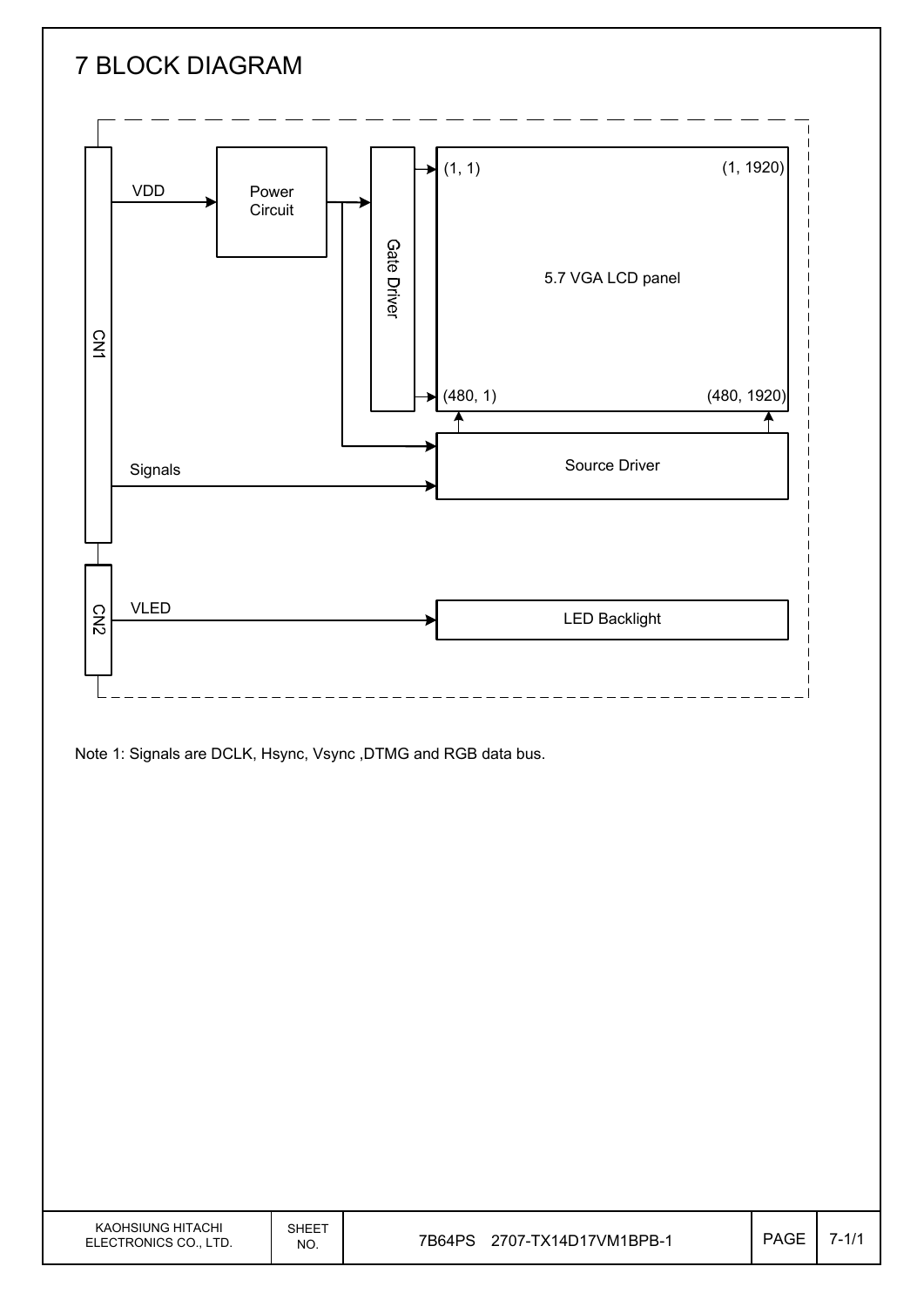# 7 BLOCK DIAGRAM

CN1

VDD

Power Circuit

Gate Driver

(1, 1)

(1, 1920)

5.7 VGA LCD panel

(480, 1)

(480, 1920)

Signals

Source Driver

CN2

VLED

LED Backlight

Note 1: Signals are DCLK, Hsync, Vsync ,DTMG and RGB data bus.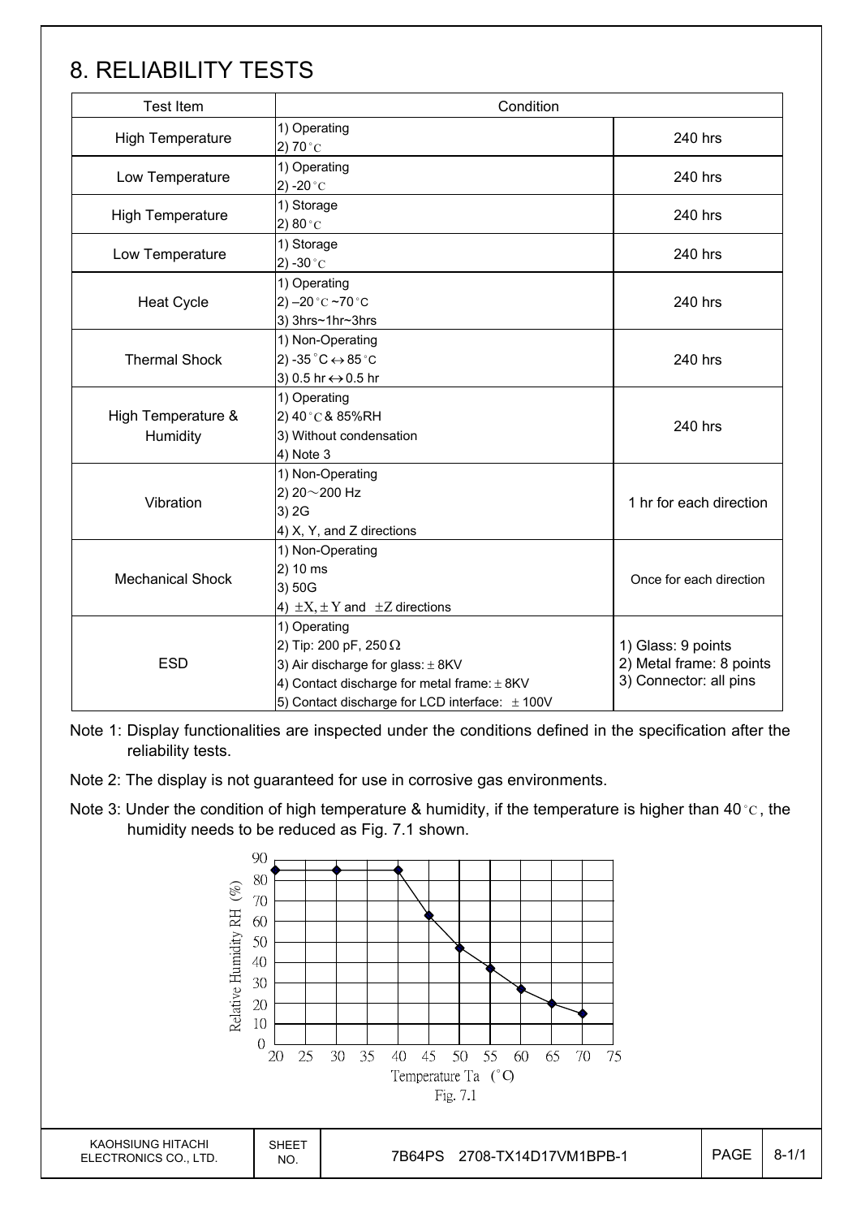# 8. RELIABILITY TESTS

| Test Item | Condition | |
|---|---|---|
| High Temperature | 1) Operating<br>2) 70°C | 240 hrs |
| Low Temperature | 1) Operating<br>2) -20°C | 240 hrs |
| High Temperature | 1) Storage<br>2) 80°C | 240 hrs |
| Low Temperature | 1) Storage<br>2) -30°C | 240 hrs |
| Heat Cycle | 1) Operating<br>2) –20°C ~70°C<br>3) 3hrs~1hr~3hrs | 240 hrs |
| Thermal Shock | 1) Non-Operating<br>2) -35°C ↔ 85°C<br>3) 0.5 hr ↔ 0.5 hr | 240 hrs |
| High Temperature & Humidity | 1) Operating<br>2) 40°C & 85%RH<br>3) Without condensation<br>4) Note 3 | 240 hrs |
| Vibration | 1) Non-Operating<br>2) 20～200 Hz<br>3) 2G<br>4) X, Y, and Z directions | 1 hr for each direction |
| Mechanical Shock | 1) Non-Operating<br>2) 10 ms<br>3) 50G<br>4) ±X, ±Y and ±Z directions | Once for each direction |
| ESD | 1) Operating<br>2) Tip: 200 pF, 250 Ω<br>3) Air discharge for glass: ± 8KV<br>4) Contact discharge for metal frame: ± 8KV<br>5) Contact discharge for LCD interface: ± 100V | 1) Glass: 9 points<br>2) Metal frame: 8 points<br>3) Connector: all pins |

Note 1: Display functionalities are inspected under the conditions defined in the specification after the reliability tests.

Note 2: The display is not guaranteed for use in corrosive gas environments.

Note 3: Under the condition of high temperature & humidity, if the temperature is higher than 40°C, the humidity needs to be reduced as Fig. 7.1 shown.

Fig. 7.1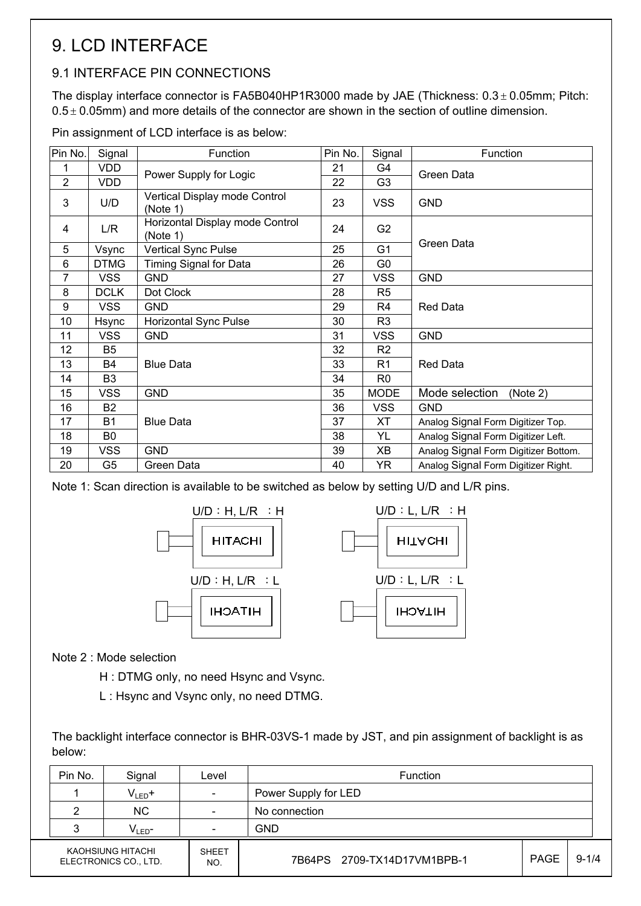# 9. LCD INTERFACE

## 9.1 INTERFACE PIN CONNECTIONS

The display interface connector is FA5B040HP1R3000 made by JAE (Thickness: 0.3 ± 0.05mm; Pitch: 0.5 ± 0.05mm) and more details of the connector are shown in the section of outline dimension.

Pin assignment of LCD interface is as below:

| Pin No. | Signal | Function | Pin No. | Signal | Function |
|---|---|---|---|---|---|
| 1 | VDD | Power Supply for Logic | 21 | G4 | Green Data |
| 2 | VDD | | 22 | G3 | |
| 3 | U/D | Vertical Display mode Control (Note 1) | 23 | VSS | GND |
| 4 | L/R | Horizontal Display mode Control (Note 1) | 24 | G2 | Green Data |
| 5 | Vsync | Vertical Sync Pulse | 25 | G1 | |
| 6 | DTMG | Timing Signal for Data | 26 | G0 | |
| 7 | VSS | GND | 27 | VSS | GND |
| 8 | DCLK | Dot Clock | 28 | R5 | Red Data |
| 9 | VSS | GND | 29 | R4 | |
| 10 | Hsync | Horizontal Sync Pulse | 30 | R3 | |
| 11 | VSS | GND | 31 | VSS | GND |
| 12 | B5 | Blue Data | 32 | R2 | Red Data |
| 13 | B4 | | 33 | R1 | |
| 14 | B3 | | 34 | R0 | |
| 15 | VSS | GND | 35 | MODE | Mode selection (Note 2) |
| 16 | B2 | Blue Data | 36 | VSS | GND |
| 17 | B1 | | 37 | XT | Analog Signal Form Digitizer Top. |
| 18 | B0 | | 38 | YL | Analog Signal Form Digitizer Left. |
| 19 | VSS | GND | 39 | XB | Analog Signal Form Digitizer Bottom. |
| 20 | G5 | Green Data | 40 | YR | Analog Signal Form Digitizer Right. |

Note 1: Scan direction is available to be switched as below by setting U/D and L/R pins.

U/D：H, L/R ：H — HITACHI

U/D：L, L/R ：H — (vertically flipped) HITACHI

U/D：H, L/R ：L — (horizontally mirrored) HITACHI

U/D：L, L/R ：L — (rotated 180°) HITACHI

Note 2 : Mode selection

H : DTMG only, no need Hsync and Vsync.

L : Hsync and Vsync only, no need DTMG.

The backlight interface connector is BHR-03VS-1 made by JST, and pin assignment of backlight is as below:

| Pin No. | Signal | Level | Function |
|---|---|---|---|
| 1 | $V_{LED}$+ | - | Power Supply for LED |
| 2 | NC | - | No connection |
| 3 | $V_{LED}$- | - | GND |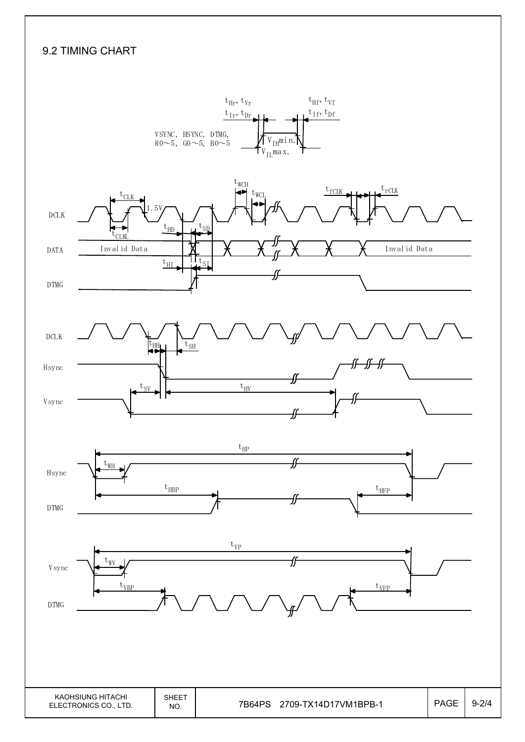## 9.2 TIMING CHART

VSYNC, HSYNC, DTMG, R0～5, G0～5, B0～5

$t_{Hr}$, $t_{Vr}$
$t_{Ir}$, $t_{Dr}$

$t_{Hf}$, $t_{Vf}$
$t_{If}$, $t_{Df}$

$V_{IH}$min.
$V_{IL}$max.

DCLK

$t_{CLK}$ 1.5V $t_{CLKL}$ $t_{WCH}$ $t_{WCL}$ $t_{fCLK}$ $t_{rCLK}$

DATA

Invalid Data $t_{HD}$ $t_{SD}$ $t_{HI}$ $t_{SI}$ Invalid Data

DTMG

DCLK

$t_{HH}$ $t_{SH}$

Hsync

$t_{SV}$ $t_{HV}$

Vsync

$t_{HP}$

Hsync

$t_{WH}$

$t_{HBP}$ $t_{HFP}$

DTMG

$t_{VP}$

Vsync

$t_{WV}$

$t_{VBP}$ $t_{VFP}$

DTMG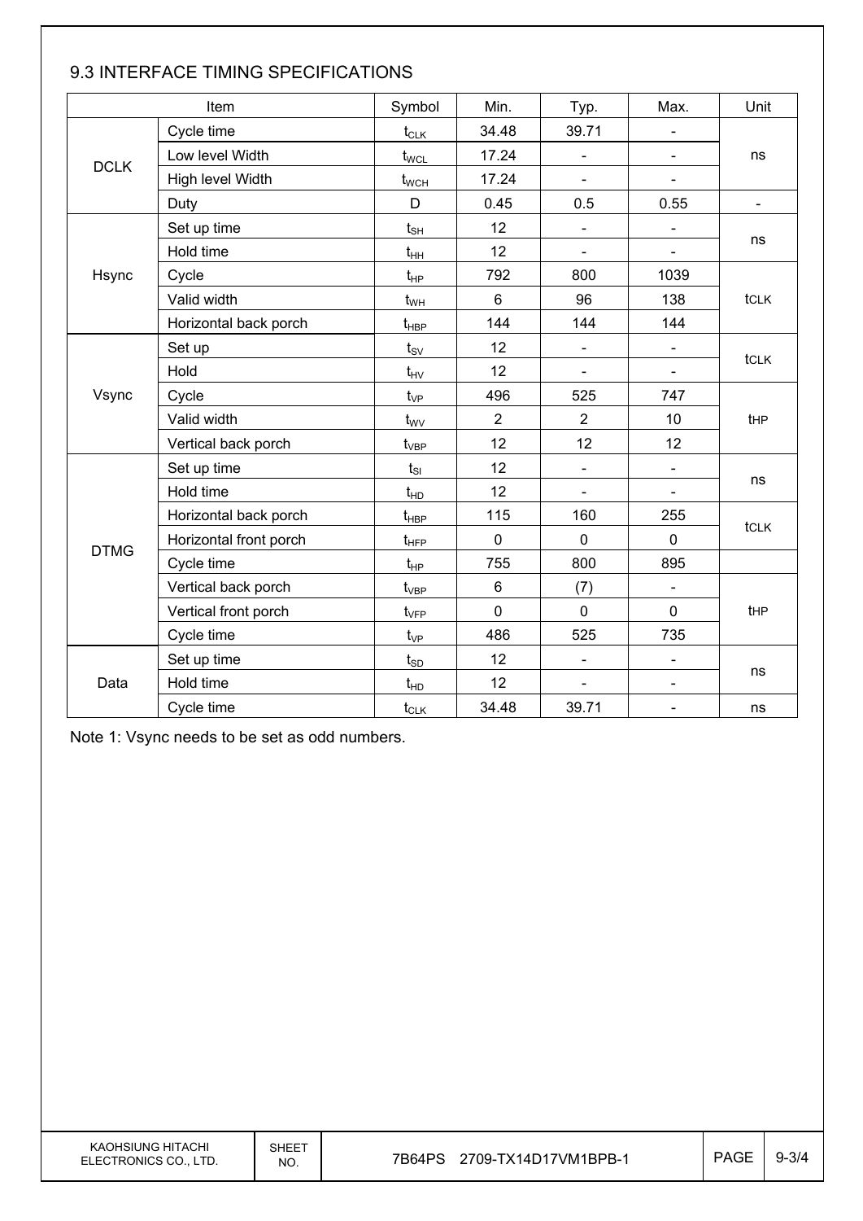## 9.3 INTERFACE TIMING SPECIFICATIONS

| Item | | Symbol | Min. | Typ. | Max. | Unit |
|---|---|---|---|---|---|---|
| DCLK | Cycle time | $t_{CLK}$ | 34.48 | 39.71 | - | ns |
| | Low level Width | $t_{WCL}$ | 17.24 | - | - | |
| | High level Width | $t_{WCH}$ | 17.24 | - | - | |
| | Duty | D | 0.45 | 0.5 | 0.55 | - |
| Hsync | Set up time | $t_{SH}$ | 12 | - | - | ns |
| | Hold time | $t_{HH}$ | 12 | - | - | |
| | Cycle | $t_{HP}$ | 792 | 800 | 1039 | $t_{CLK}$ |
| | Valid width | $t_{WH}$ | 6 | 96 | 138 | |
| | Horizontal back porch | $t_{HBP}$ | 144 | 144 | 144 | |
| Vsync | Set up | $t_{SV}$ | 12 | - | - | $t_{CLK}$ |
| | Hold | $t_{HV}$ | 12 | - | - | |
| | Cycle | $t_{VP}$ | 496 | 525 | 747 | $t_{HP}$ |
| | Valid width | $t_{WV}$ | 2 | 2 | 10 | |
| | Vertical back porch | $t_{VBP}$ | 12 | 12 | 12 | |
| DTMG | Set up time | $t_{SI}$ | 12 | - | - | ns |
| | Hold time | $t_{HD}$ | 12 | - | - | |
| | Horizontal back porch | $t_{HBP}$ | 115 | 160 | 255 | $t_{CLK}$ |
| | Horizontal front porch | $t_{HFP}$ | 0 | 0 | 0 | |
| | Cycle time | $t_{HP}$ | 755 | 800 | 895 | |
| | Vertical back porch | $t_{VBP}$ | 6 | (7) | - | $t_{HP}$ |
| | Vertical front porch | $t_{VFP}$ | 0 | 0 | 0 | |
| | Cycle time | $t_{VP}$ | 486 | 525 | 735 | |
| Data | Set up time | $t_{SD}$ | 12 | - | - | ns |
| | Hold time | $t_{HD}$ | 12 | - | - | |
| | Cycle time | $t_{CLK}$ | 34.48 | 39.71 | - | ns |

Note 1: Vsync needs to be set as odd numbers.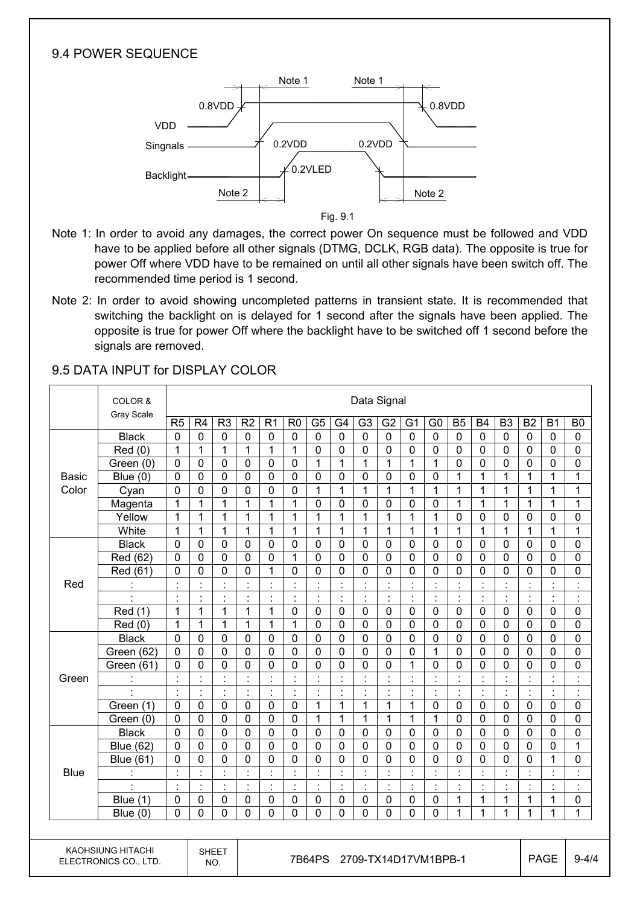## 9.4 POWER SEQUENCE

Fig. 9.1

Note 1: In order to avoid any damages, the correct power On sequence must be followed and VDD have to be applied before all other signals (DTMG, DCLK, RGB data). The opposite is true for power Off where VDD have to be remained on until all other signals have been switch off. The recommended time period is 1 second.

Note 2: In order to avoid showing uncompleted patterns in transient state. It is recommended that switching the backlight on is delayed for 1 second after the signals have been applied. The opposite is true for power Off where the backlight have to be switched off 1 second before the signals are removed.

## 9.5 DATA INPUT for DISPLAY COLOR

| | COLOR & Gray Scale | Data Signal | | | | | | | | | | | | | | | | | |
|---|---|---|---|---|---|---|---|---|---|---|---|---|---|---|---|---|---|---|---|
| | | R5 | R4 | R3 | R2 | R1 | R0 | G5 | G4 | G3 | G2 | G1 | G0 | B5 | B4 | B3 | B2 | B1 | B0 |
| Basic Color | Black | 0 | 0 | 0 | 0 | 0 | 0 | 0 | 0 | 0 | 0 | 0 | 0 | 0 | 0 | 0 | 0 | 0 | 0 |
| | Red (0) | 1 | 1 | 1 | 1 | 1 | 1 | 0 | 0 | 0 | 0 | 0 | 0 | 0 | 0 | 0 | 0 | 0 | 0 |
| | Green (0) | 0 | 0 | 0 | 0 | 0 | 0 | 1 | 1 | 1 | 1 | 1 | 1 | 0 | 0 | 0 | 0 | 0 | 0 |
| | Blue (0) | 0 | 0 | 0 | 0 | 0 | 0 | 0 | 0 | 0 | 0 | 0 | 0 | 1 | 1 | 1 | 1 | 1 | 1 |
| | Cyan | 0 | 0 | 0 | 0 | 0 | 0 | 1 | 1 | 1 | 1 | 1 | 1 | 1 | 1 | 1 | 1 | 1 | 1 |
| | Magenta | 1 | 1 | 1 | 1 | 1 | 1 | 0 | 0 | 0 | 0 | 0 | 0 | 1 | 1 | 1 | 1 | 1 | 1 |
| | Yellow | 1 | 1 | 1 | 1 | 1 | 1 | 1 | 1 | 1 | 1 | 1 | 1 | 0 | 0 | 0 | 0 | 0 | 0 |
| | White | 1 | 1 | 1 | 1 | 1 | 1 | 1 | 1 | 1 | 1 | 1 | 1 | 1 | 1 | 1 | 1 | 1 | 1 |
| Red | Black | 0 | 0 | 0 | 0 | 0 | 0 | 0 | 0 | 0 | 0 | 0 | 0 | 0 | 0 | 0 | 0 | 0 | 0 |
| | Red (62) | 0 | 0 | 0 | 0 | 0 | 1 | 0 | 0 | 0 | 0 | 0 | 0 | 0 | 0 | 0 | 0 | 0 | 0 |
| | Red (61) | 0 | 0 | 0 | 0 | 1 | 0 | 0 | 0 | 0 | 0 | 0 | 0 | 0 | 0 | 0 | 0 | 0 | 0 |
| | : | : | : | : | : | : | : | : | : | : | : | : | : | : | : | : | : | : | : |
| | : | : | : | : | : | : | : | : | : | : | : | : | : | : | : | : | : | : | : |
| | Red (1) | 1 | 1 | 1 | 1 | 1 | 0 | 0 | 0 | 0 | 0 | 0 | 0 | 0 | 0 | 0 | 0 | 0 | 0 |
| | Red (0) | 1 | 1 | 1 | 1 | 1 | 1 | 0 | 0 | 0 | 0 | 0 | 0 | 0 | 0 | 0 | 0 | 0 | 0 |
| Green | Black | 0 | 0 | 0 | 0 | 0 | 0 | 0 | 0 | 0 | 0 | 0 | 0 | 0 | 0 | 0 | 0 | 0 | 0 |
| | Green (62) | 0 | 0 | 0 | 0 | 0 | 0 | 0 | 0 | 0 | 0 | 0 | 1 | 0 | 0 | 0 | 0 | 0 | 0 |
| | Green (61) | 0 | 0 | 0 | 0 | 0 | 0 | 0 | 0 | 0 | 0 | 1 | 0 | 0 | 0 | 0 | 0 | 0 | 0 |
| | : | : | : | : | : | : | : | : | : | : | : | : | : | : | : | : | : | : | : |
| | : | : | : | : | : | : | : | : | : | : | : | : | : | : | : | : | : | : | : |
| | Green (1) | 0 | 0 | 0 | 0 | 0 | 0 | 1 | 1 | 1 | 1 | 1 | 0 | 0 | 0 | 0 | 0 | 0 | 0 |
| | Green (0) | 0 | 0 | 0 | 0 | 0 | 0 | 1 | 1 | 1 | 1 | 1 | 1 | 0 | 0 | 0 | 0 | 0 | 0 |
| Blue | Black | 0 | 0 | 0 | 0 | 0 | 0 | 0 | 0 | 0 | 0 | 0 | 0 | 0 | 0 | 0 | 0 | 0 | 0 |
| | Blue (62) | 0 | 0 | 0 | 0 | 0 | 0 | 0 | 0 | 0 | 0 | 0 | 0 | 0 | 0 | 0 | 0 | 0 | 1 |
| | Blue (61) | 0 | 0 | 0 | 0 | 0 | 0 | 0 | 0 | 0 | 0 | 0 | 0 | 0 | 0 | 0 | 0 | 1 | 0 |
| | : | : | : | : | : | : | : | : | : | : | : | : | : | : | : | : | : | : | : |
| | : | : | : | : | : | : | : | : | : | : | : | : | : | : | : | : | : | : | : |
| | Blue (1) | 0 | 0 | 0 | 0 | 0 | 0 | 0 | 0 | 0 | 0 | 0 | 0 | 1 | 1 | 1 | 1 | 1 | 0 |
| | Blue (0) | 0 | 0 | 0 | 0 | 0 | 0 | 0 | 0 | 0 | 0 | 0 | 0 | 1 | 1 | 1 | 1 | 1 | 1 |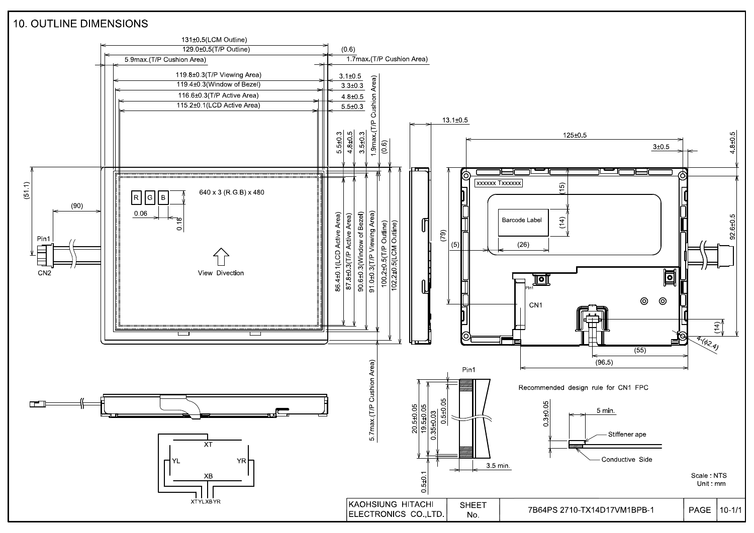## 10. OUTLINE DIMENSIONS

131±0.5(LCM Outline)
129.0±0.5(T/P Outline)
5.9max.(T/P Cushion Area)
119.8±0.3(T/P Viewing Area)
119.4±0.3(Window of Bezel)
116.6±0.3(T/P Active Area)
115.2±0.1(LCD Active Area)

(0.6)
1.7max.(T/P Cushion Area)
3.1±0.5
3.3±0.3
4.8±0.5
5.5±0.3

5.5±0.3
4.8±0.5
3.5±0.3
1.9max.(T/P Cushion Area)
(0.6)

13.1±0.5

125±0.5
3±0.5
4.8±0.5

(51.1)
(90)
Pin1
CN2

R G B
640 x 3 (R.G.B) x 480
0.06
0.18

View Divection

86.4±0.1(LCD Active Area)
87.8±0.3(T/P Active Area)
90.6±0.3(Window of Bezel)
91.0±0.3(T/P Viewing Area)
100.2±0.5(T/P Outline)
102.2±0.5(LCM Outline)

5.7max.(T/P Cushion Area)

xxxxxx Txxxxxx
(15)
Barcode Label
(14)
(79)
(5)
(26)
92.6±0.5
Pin1
CN1
(14)
4-(ϕ2.4)
(55)
(96.5)

XT
YL
YR
XB
XTYLXBYR

Pin1
20.5±0.05
19.5±0.05
0.35±0.03
0.5±0.05
3.5 min.
0.5±0.1

Recommended design rule for CN1 FPC

0.3±0.05
5 min.
Stiffener ape
Conductive Side

Scale : NTS
Unit : mm

| KAOHSIUNG HITACHI ELECTRONICS CO.,LTD. | SHEET No. | 7B64PS 2710-TX14D17VM1BPB-1 | PAGE | 10-1/1 |
|---|---|---|---|---|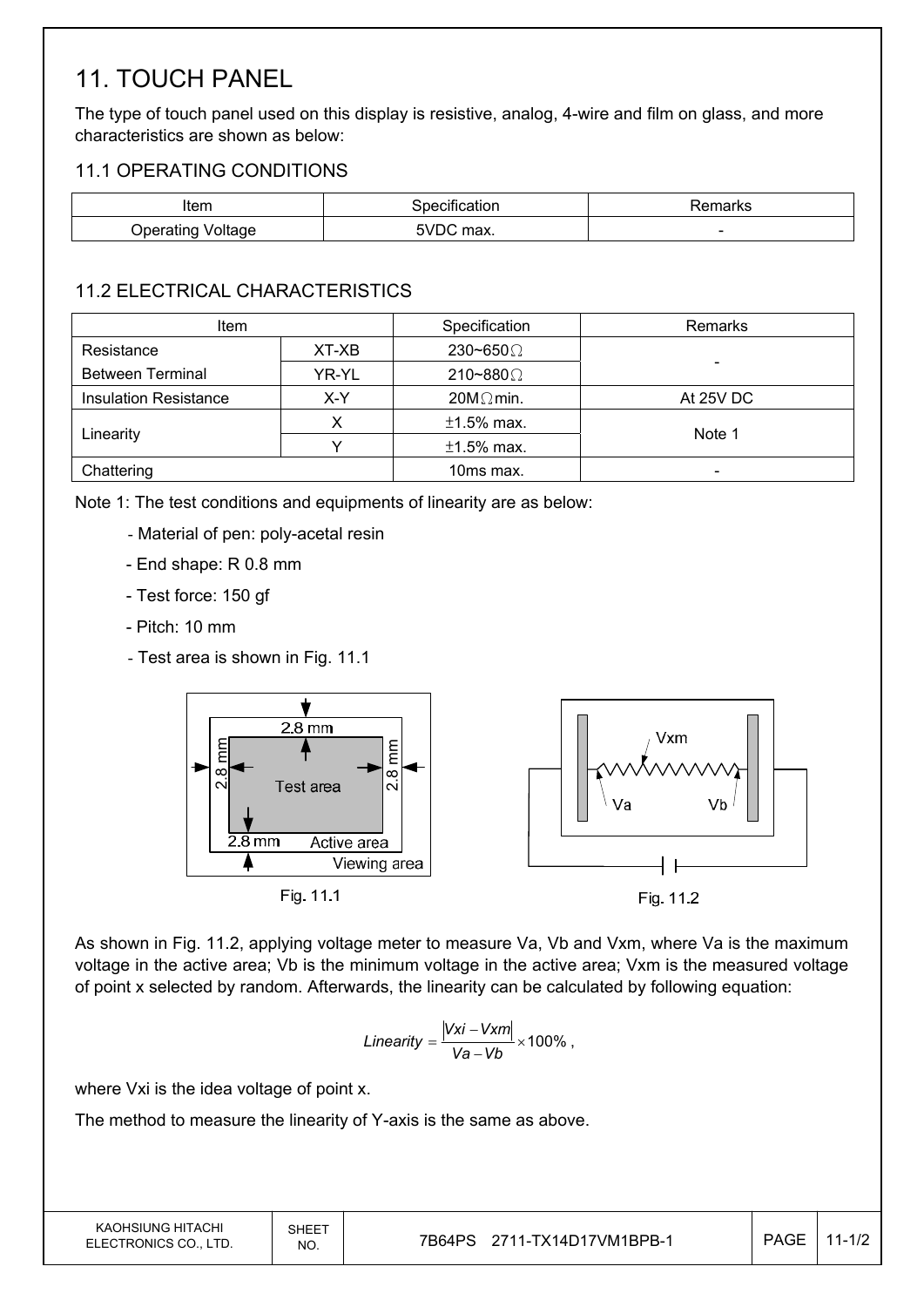# 11. TOUCH PANEL

The type of touch panel used on this display is resistive, analog, 4-wire and film on glass, and more characteristics are shown as below:

## 11.1 OPERATING CONDITIONS

| Item | Specification | Remarks |
|---|---|---|
| Operating Voltage | 5VDC max. | - |

## 11.2 ELECTRICAL CHARACTERISTICS

| Item | | Specification | Remarks |
|---|---|---|---|
| Resistance Between Terminal | XT-XB | 230~650Ω | - |
| | YR-YL | 210~880Ω | |
| Insulation Resistance | X-Y | 20MΩ min. | At 25V DC |
| Linearity | X | ±1.5% max. | Note 1 |
| | Y | ±1.5% max. | |
| Chattering | | 10ms max. | - |

Note 1: The test conditions and equipments of linearity are as below:

- Material of pen: poly-acetal resin
- End shape: R 0.8 mm
- Test force: 150 gf
- Pitch: 10 mm
- Test area is shown in Fig. 11.1

Fig. 11.1

Fig. 11.2

As shown in Fig. 11.2, applying voltage meter to measure Va, Vb and Vxm, where Va is the maximum voltage in the active area; Vb is the minimum voltage in the active area; Vxm is the measured voltage of point x selected by random. Afterwards, the linearity can be calculated by following equation:

$$Linearity = \frac{|Vxi - Vxm|}{Va - Vb} \times 100\% ,$$

where Vxi is the idea voltage of point x.

The method to measure the linearity of Y-axis is the same as above.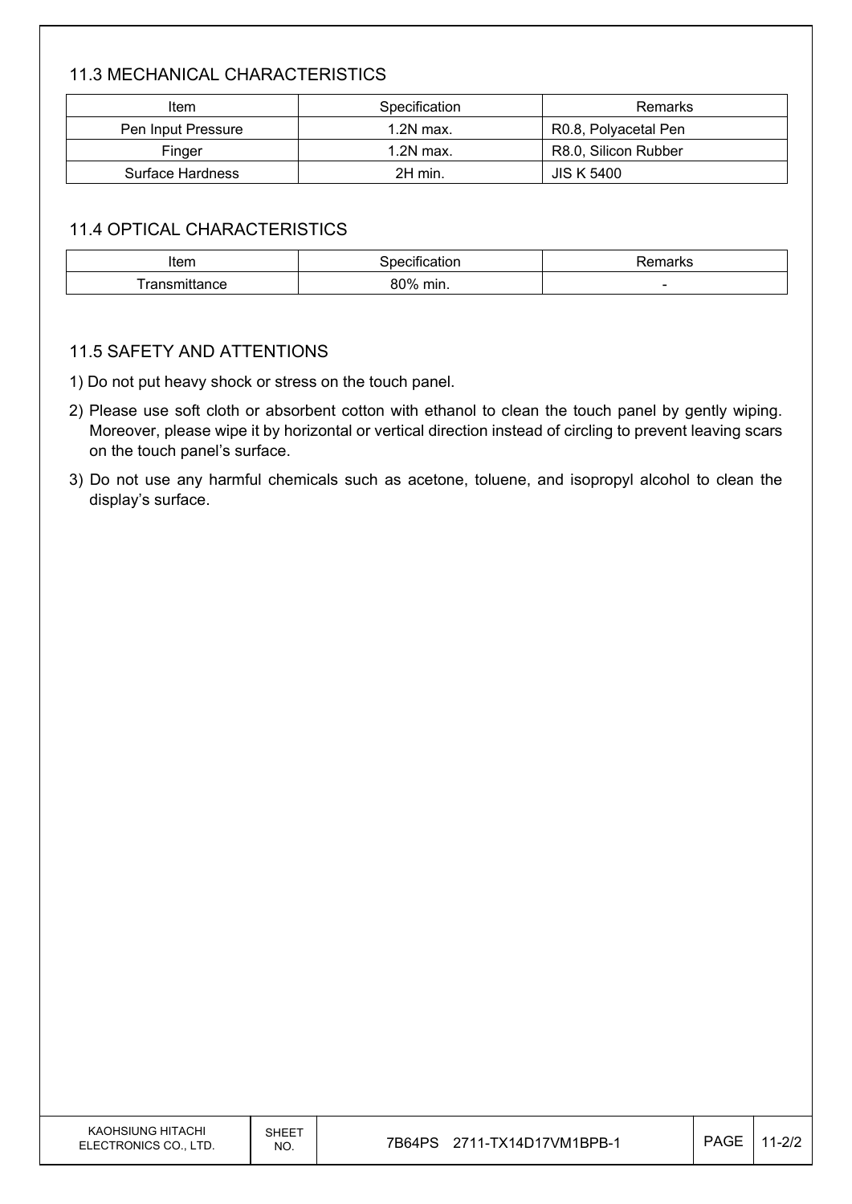## 11.3 MECHANICAL CHARACTERISTICS

| Item | Specification | Remarks |
|---|---|---|
| Pen Input Pressure | 1.2N max. | R0.8, Polyacetal Pen |
| Finger | 1.2N max. | R8.0, Silicon Rubber |
| Surface Hardness | 2H min. | JIS K 5400 |

## 11.4 OPTICAL CHARACTERISTICS

| Item | Specification | Remarks |
|---|---|---|
| Transmittance | 80% min. | - |

## 11.5 SAFETY AND ATTENTIONS

1) Do not put heavy shock or stress on the touch panel.
2) Please use soft cloth or absorbent cotton with ethanol to clean the touch panel by gently wiping. Moreover, please wipe it by horizontal or vertical direction instead of circling to prevent leaving scars on the touch panel's surface.
3) Do not use any harmful chemicals such as acetone, toluene, and isopropyl alcohol to clean the display's surface.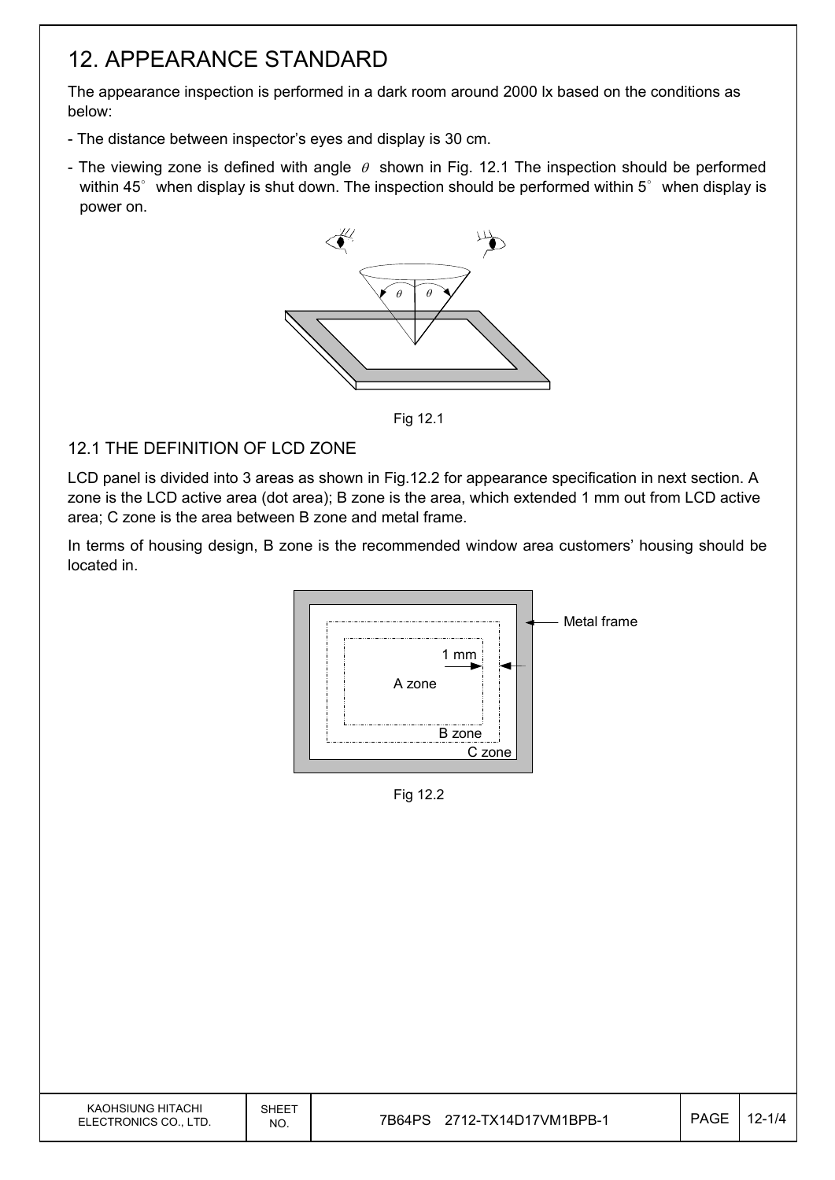# 12. APPEARANCE STANDARD

The appearance inspection is performed in a dark room around 2000 lx based on the conditions as below:

- The distance between inspector's eyes and display is 30 cm.
- The viewing zone is defined with angle $\theta$ shown in Fig. 12.1 The inspection should be performed within 45° when display is shut down. The inspection should be performed within 5° when display is power on.

Fig 12.1

## 12.1 THE DEFINITION OF LCD ZONE

LCD panel is divided into 3 areas as shown in Fig.12.2 for appearance specification in next section. A zone is the LCD active area (dot area); B zone is the area, which extended 1 mm out from LCD active area; C zone is the area between B zone and metal frame.

In terms of housing design, B zone is the recommended window area customers' housing should be located in.

Fig 12.2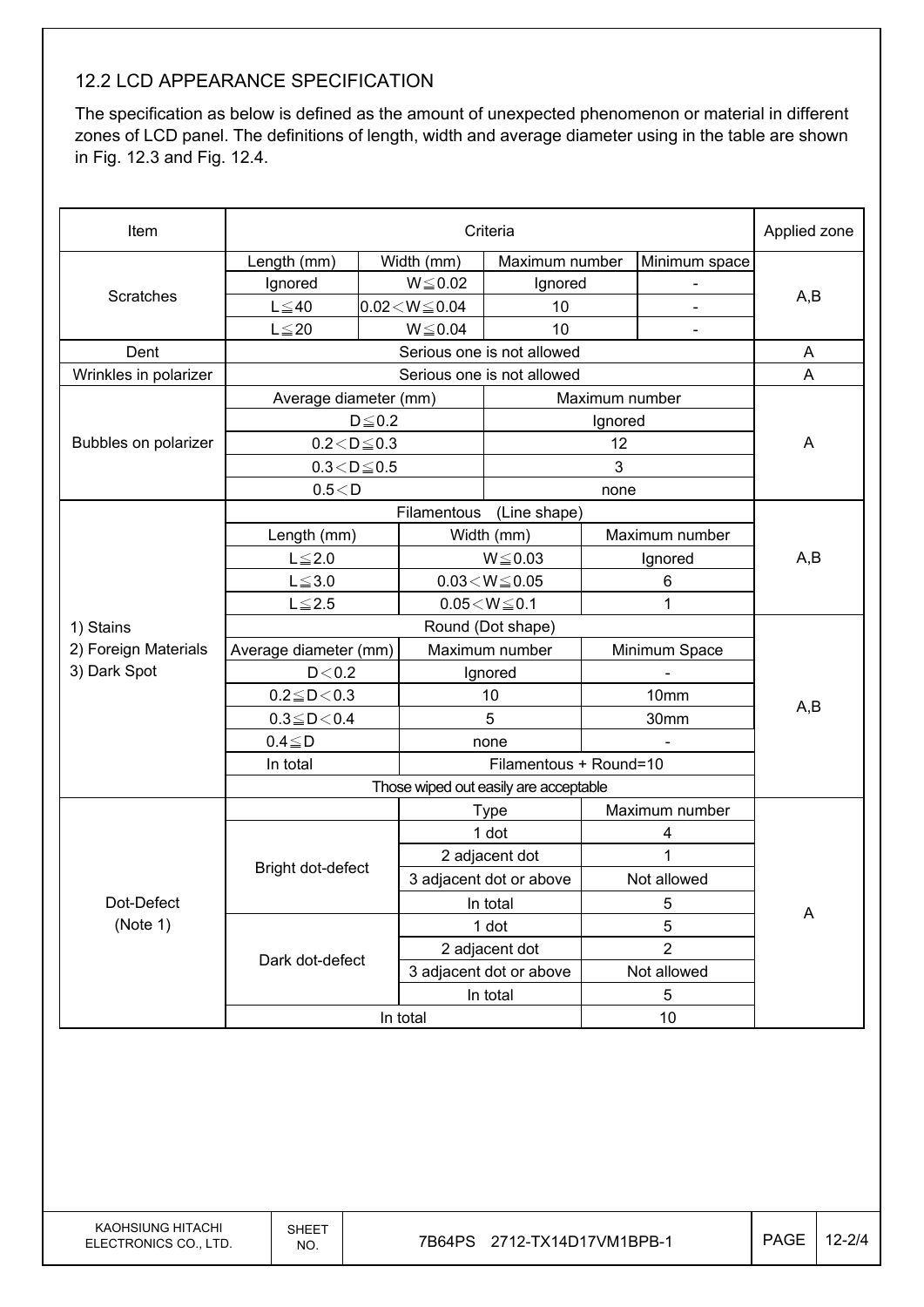### 12.2 LCD APPEARANCE SPECIFICATION

The specification as below is defined as the amount of unexpected phenomenon or material in different zones of LCD panel. The definitions of length, width and average diameter using in the table are shown in Fig. 12.3 and Fig. 12.4.

| Item | Criteria | | | | Applied zone |
|---|---|---|---|---|---|
| Scratches | Length (mm) | Width (mm) | Maximum number | Minimum space | A,B |
| | Ignored | W≦0.02 | Ignored | - | |
| | L≦40 | 0.02＜W≦0.04 | 10 | - | |
| | L≦20 | W≦0.04 | 10 | - | |
| Dent | Serious one is not allowed | | | | A |
| Wrinkles in polarizer | Serious one is not allowed | | | | A |
| Bubbles on polarizer | Average diameter (mm) | | Maximum number | | A |
| | D≦0.2 | | Ignored | | |
| | 0.2＜D≦0.3 | | 12 | | |
| | 0.3＜D≦0.5 | | 3 | | |
| | 0.5＜D | | none | | |
| 1) Stains<br>2) Foreign Materials<br>3) Dark Spot | Filamentous (Line shape) | | | | A,B |
| | Length (mm) | Width (mm) | Maximum number | | |
| | L≦2.0 | W≦0.03 | Ignored | | |
| | L≦3.0 | 0.03＜W≦0.05 | 6 | | |
| | L≦2.5 | 0.05＜W≦0.1 | 1 | | |
| | Round (Dot shape) | | | | A,B |
| | Average diameter (mm) | Maximum number | Minimum Space | | |
| | D＜0.2 | Ignored | - | | |
| | 0.2≦D＜0.3 | 10 | 10mm | | |
| | 0.3≦D＜0.4 | 5 | 30mm | | |
| | 0.4≦D | none | - | | |
| | In total | Filamentous + Round=10 | | | |
| | Those wiped out easily are acceptable | | | | |
| Dot-Defect<br>(Note 1) | | Type | Maximum number | | A |
| | Bright dot-defect | 1 dot | 4 | | |
| | | 2 adjacent dot | 1 | | |
| | | 3 adjacent dot or above | Not allowed | | |
| | | In total | 5 | | |
| | Dark dot-defect | 1 dot | 5 | | |
| | | 2 adjacent dot | 2 | | |
| | | 3 adjacent dot or above | Not allowed | | |
| | | In total | 5 | | |
| | In total | | 10 | | |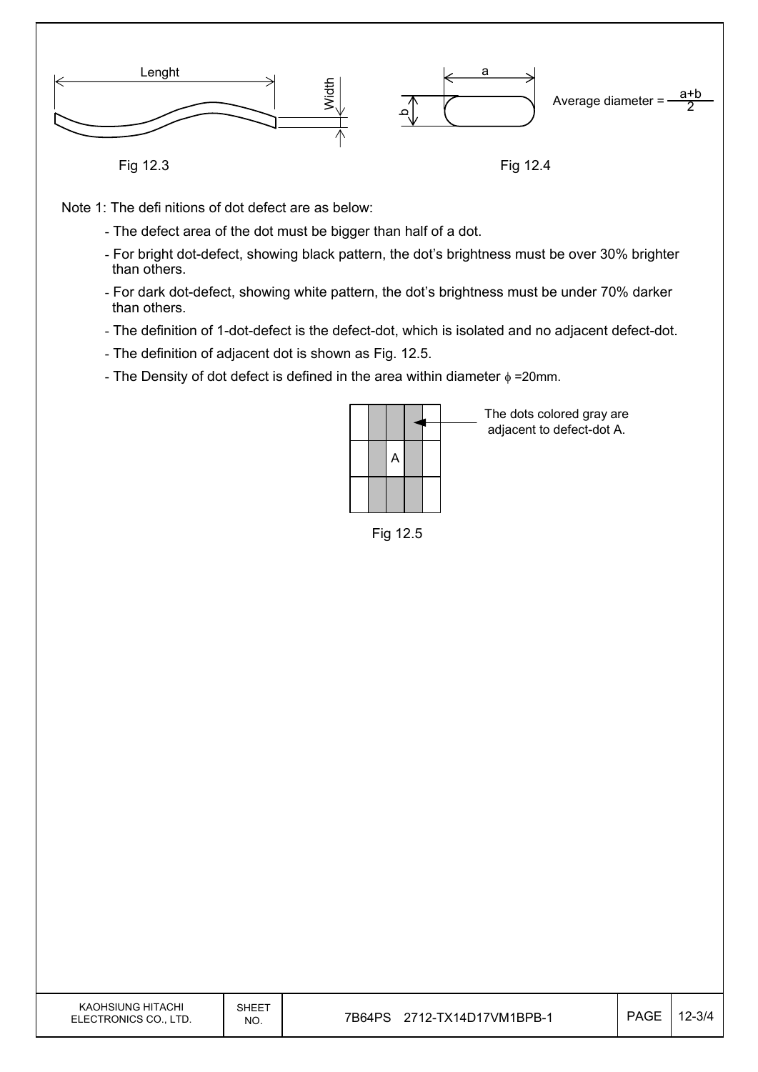Lenght

Width

Fig 12.3

a

b

Average diameter = $\frac{a+b}{2}$

Fig 12.4

Note 1: The defi nitions of dot defect are as below:

- The defect area of the dot must be bigger than half of a dot.
- For bright dot-defect, showing black pattern, the dot's brightness must be over 30% brighter than others.
- For dark dot-defect, showing white pattern, the dot's brightness must be under 70% darker than others.
- The definition of 1-dot-defect is the defect-dot, which is isolated and no adjacent defect-dot.
- The definition of adjacent dot is shown as Fig. 12.5.
- The Density of dot defect is defined in the area within diameter $\phi$ =20mm.

A

The dots colored gray are adjacent to defect-dot A.

Fig 12.5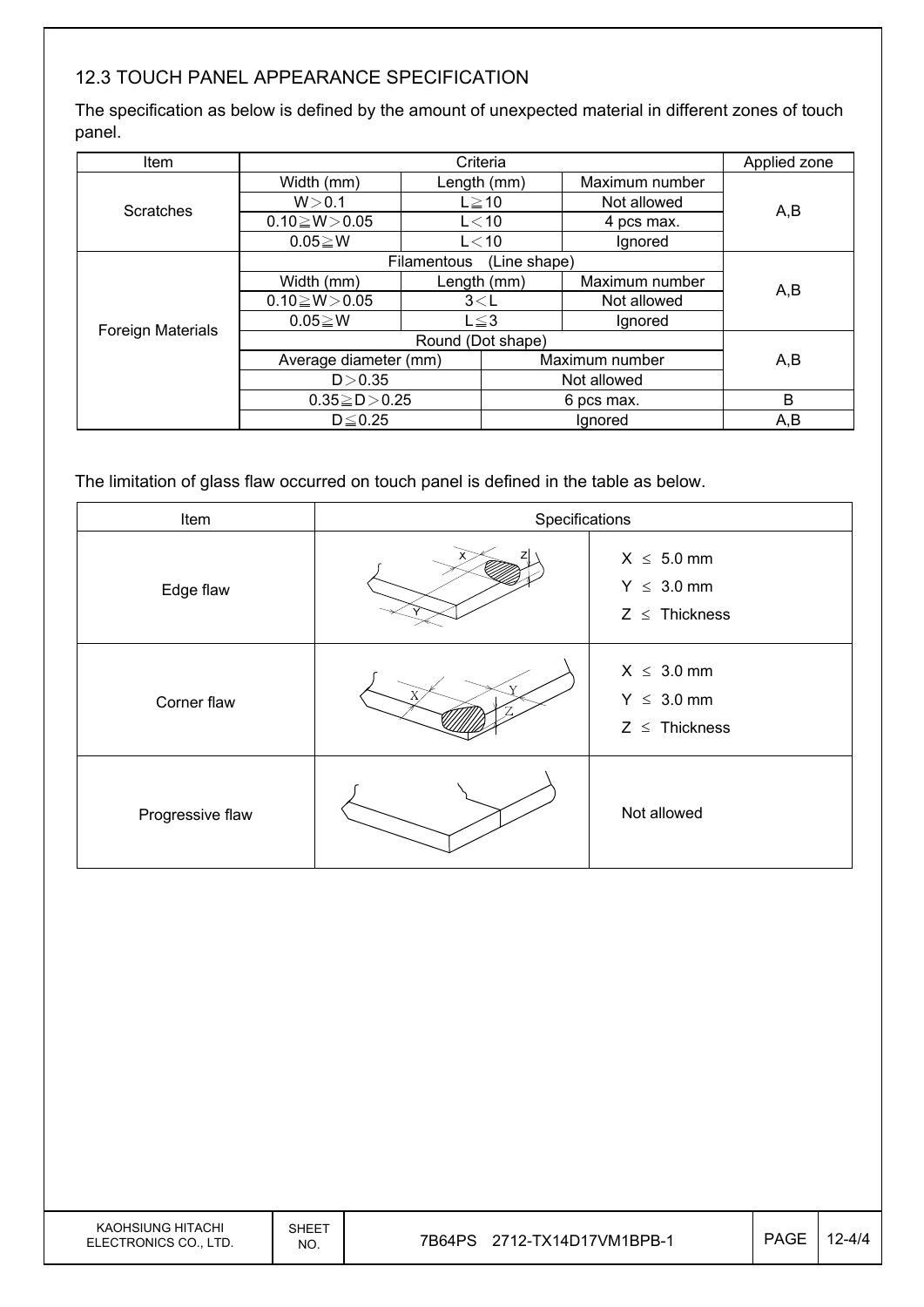## 12.3 TOUCH PANEL APPEARANCE SPECIFICATION

The specification as below is defined by the amount of unexpected material in different zones of touch panel.

| Item | Criteria | | | Applied zone |
|---|---|---|---|---|
| Scratches | Width (mm) | Length (mm) | Maximum number | A,B |
| | W＞0.1 | L≧10 | Not allowed | |
| | 0.10≧W＞0.05 | L＜10 | 4 pcs max. | |
| | 0.05≧W | L＜10 | Ignored | |
| Foreign Materials | Filamentous (Line shape) | | | A,B |
| | Width (mm) | Length (mm) | Maximum number | |
| | 0.10≧W＞0.05 | 3＜L | Not allowed | |
| | 0.05≧W | L≦3 | Ignored | |
| | Round (Dot shape) | | | A,B |
| | Average diameter (mm) | | Maximum number | |
| | D＞0.35 | | Not allowed | |
| | 0.35≧D＞0.25 | | 6 pcs max. | B |
| | D≦0.25 | | Ignored | A,B |

The limitation of glass flaw occurred on touch panel is defined in the table as below.

| Item | Specifications | |
|---|---|---|
| Edge flaw | | X ≤ 5.0 mm<br>Y ≤ 3.0 mm<br>Z ≤ Thickness |
| Corner flaw | | X ≤ 3.0 mm<br>Y ≤ 3.0 mm<br>Z ≤ Thickness |
| Progressive flaw | | Not allowed |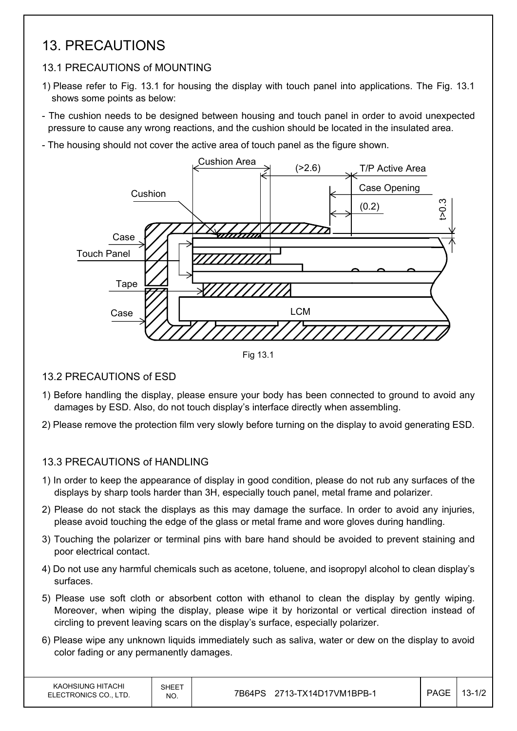# 13. PRECAUTIONS

## 13.1 PRECAUTIONS of MOUNTING

1) Please refer to Fig. 13.1 for housing the display with touch panel into applications. The Fig. 13.1 shows some points as below:

- The cushion needs to be designed between housing and touch panel in order to avoid unexpected pressure to cause any wrong reactions, and the cushion should be located in the insulated area.
- The housing should not cover the active area of touch panel as the figure shown.

Cushion Area (>2.6) T/P Active Area Case Opening (0.2) t>0.3 Cushion Case Touch Panel Tape Case LCM

Fig 13.1

## 13.2 PRECAUTIONS of ESD

1) Before handling the display, please ensure your body has been connected to ground to avoid any damages by ESD. Also, do not touch display's interface directly when assembling.

2) Please remove the protection film very slowly before turning on the display to avoid generating ESD.

## 13.3 PRECAUTIONS of HANDLING

1) In order to keep the appearance of display in good condition, please do not rub any surfaces of the displays by sharp tools harder than 3H, especially touch panel, metal frame and polarizer.

2) Please do not stack the displays as this may damage the surface. In order to avoid any injuries, please avoid touching the edge of the glass or metal frame and wore gloves during handling.

3) Touching the polarizer or terminal pins with bare hand should be avoided to prevent staining and poor electrical contact.

4) Do not use any harmful chemicals such as acetone, toluene, and isopropyl alcohol to clean display's surfaces.

5) Please use soft cloth or absorbent cotton with ethanol to clean the display by gently wiping. Moreover, when wiping the display, please wipe it by horizontal or vertical direction instead of circling to prevent leaving scars on the display's surface, especially polarizer.

6) Please wipe any unknown liquids immediately such as saliva, water or dew on the display to avoid color fading or any permanently damages.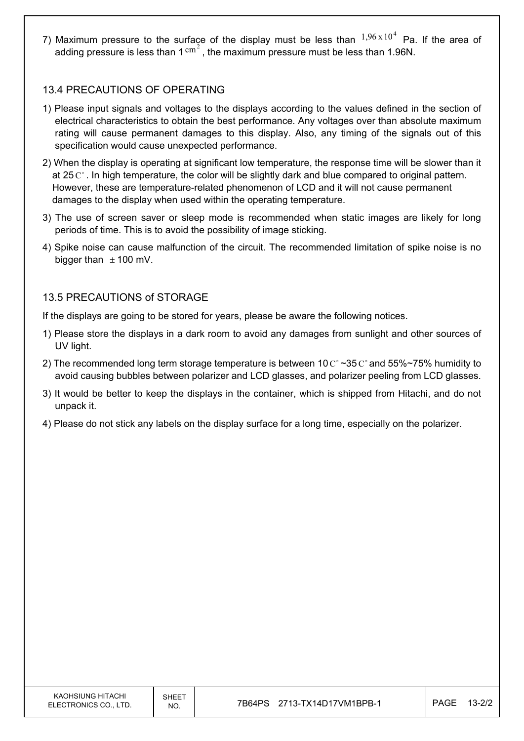7) Maximum pressure to the surface of the display must be less than $1,96 \times 10^4$ Pa. If the area of adding pressure is less than 1 $cm^2$, the maximum pressure must be less than 1.96N.

## 13.4 PRECAUTIONS OF OPERATING

1) Please input signals and voltages to the displays according to the values defined in the section of electrical characteristics to obtain the best performance. Any voltages over than absolute maximum rating will cause permanent damages to this display. Also, any timing of the signals out of this specification would cause unexpected performance.
2) When the display is operating at significant low temperature, the response time will be slower than it at 25 $C^{\circ}$. In high temperature, the color will be slightly dark and blue compared to original pattern. However, these are temperature-related phenomenon of LCD and it will not cause permanent damages to the display when used within the operating temperature.
3) The use of screen saver or sleep mode is recommended when static images are likely for long periods of time. This is to avoid the possibility of image sticking.
4) Spike noise can cause malfunction of the circuit. The recommended limitation of spike noise is no bigger than $\pm$ 100 mV.

## 13.5 PRECAUTIONS of STORAGE

If the displays are going to be stored for years, please be aware the following notices.

1) Please store the displays in a dark room to avoid any damages from sunlight and other sources of UV light.
2) The recommended long term storage temperature is between 10 $C^{\circ}$ ~35 $C^{\circ}$ and 55%~75% humidity to avoid causing bubbles between polarizer and LCD glasses, and polarizer peeling from LCD glasses.
3) It would be better to keep the displays in the container, which is shipped from Hitachi, and do not unpack it.
4) Please do not stick any labels on the display surface for a long time, especially on the polarizer.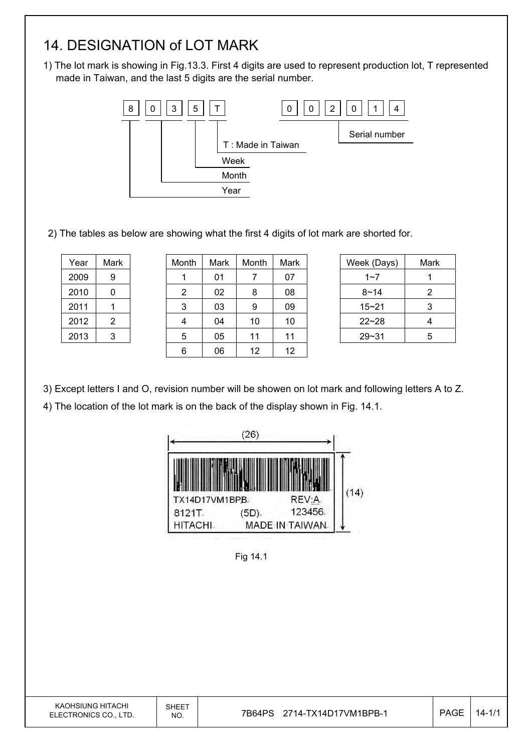# 14. DESIGNATION of LOT MARK

1) The lot mark is showing in Fig.13.3. First 4 digits are used to represent production lot, T represented made in Taiwan, and the last 5 digits are the serial number.

8 0 3 5 T     0 0 2 0 1 4

- Year
- Month
- Week
- T : Made in Taiwan
- Serial number

2) The tables as below are showing what the first 4 digits of lot mark are shorted for.

| Year | Mark |
|---|---|
| 2009 | 9 |
| 2010 | 0 |
| 2011 | 1 |
| 2012 | 2 |
| 2013 | 3 |

| Month | Mark | Month | Mark |
|---|---|---|---|
| 1 | 01 | 7 | 07 |
| 2 | 02 | 8 | 08 |
| 3 | 03 | 9 | 09 |
| 4 | 04 | 10 | 10 |
| 5 | 05 | 11 | 11 |
| 6 | 06 | 12 | 12 |

| Week (Days) | Mark |
|---|---|
| 1~7 | 1 |
| 8~14 | 2 |
| 15~21 | 3 |
| 22~28 | 4 |
| 29~31 | 5 |

3) Except letters I and O, revision number will be showen on lot mark and following letters A to Z.

4) The location of the lot mark is on the back of the display shown in Fig. 14.1.

(26)

(14)

TX14D17VM1BPB REV:A
8121T (5D) 123456
HITACHI MADE IN TAIWAN

Fig 14.1